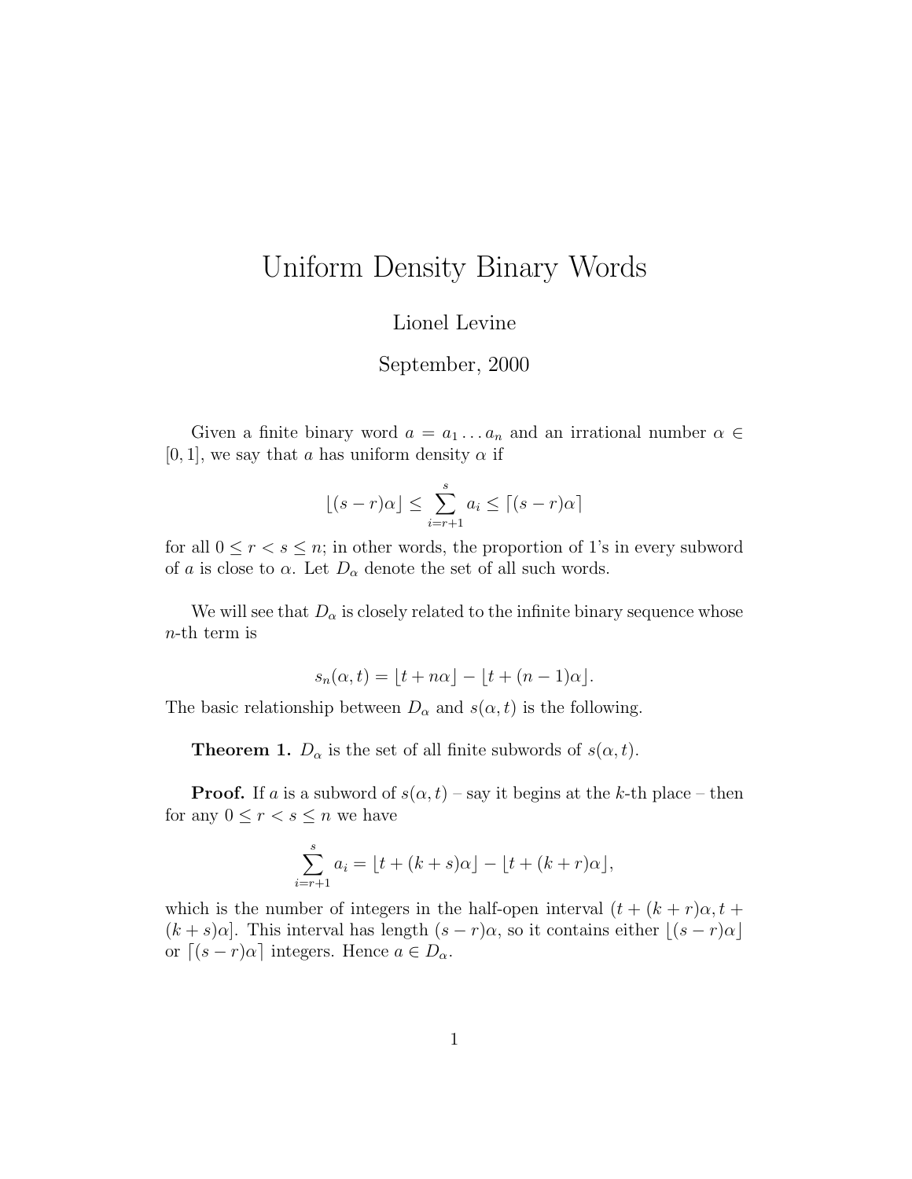# Uniform Density Binary Words

Lionel Levine

September, 2000

Given a finite binary word $a = a_1 \dots a_n$ and an irrational number $\alpha \in [0, 1]$, we say that $a$ has uniform density $\alpha$ if

$$\lfloor (s - r)\alpha \rfloor \leq \sum_{i=r+1}^{s} a_i \leq \lceil (s - r)\alpha \rceil$$

for all $0 \leq r < s \leq n$; in other words, the proportion of 1's in every subword of $a$ is close to $\alpha$. Let $D_\alpha$ denote the set of all such words.

We will see that $D_\alpha$ is closely related to the infinite binary sequence whose $n$-th term is

$$s_n(\alpha, t) = \lfloor t + n\alpha \rfloor - \lfloor t + (n - 1)\alpha \rfloor.$$

The basic relationship between $D_\alpha$ and $s(\alpha, t)$ is the following.

**Theorem 1.** $D_\alpha$ is the set of all finite subwords of $s(\alpha, t)$.

**Proof.** If $a$ is a subword of $s(\alpha, t)$ – say it begins at the $k$-th place – then for any $0 \leq r < s \leq n$ we have

$$\sum_{i=r+1}^{s} a_i = \lfloor t + (k + s)\alpha \rfloor - \lfloor t + (k + r)\alpha \rfloor,$$

which is the number of integers in the half-open interval $(t + (k + r)\alpha, t + (k + s)\alpha]$. This interval has length $(s - r)\alpha$, so it contains either $\lfloor (s - r)\alpha \rfloor$ or $\lceil (s - r)\alpha \rceil$ integers. Hence $a \in D_\alpha$.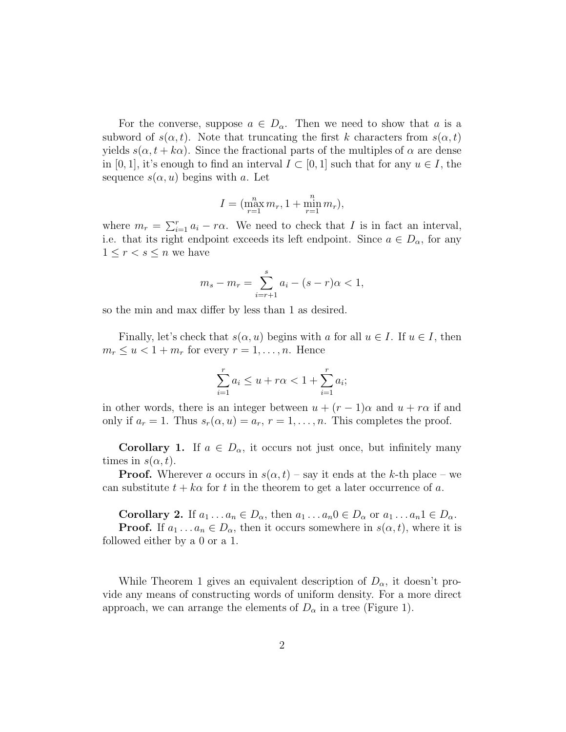For the converse, suppose $a \in D_\alpha$. Then we need to show that $a$ is a subword of $s(\alpha, t)$. Note that truncating the first $k$ characters from $s(\alpha, t)$ yields $s(\alpha, t + k\alpha)$. Since the fractional parts of the multiples of $\alpha$ are dense in $[0, 1]$, it's enough to find an interval $I \subset [0, 1]$ such that for any $u \in I$, the sequence $s(\alpha, u)$ begins with $a$. Let

$$I = (\max_{r=1}^{n} m_r, 1 + \min_{r=1}^{n} m_r),$$

where $m_r = \sum_{i=1}^{r} a_i - r\alpha$. We need to check that $I$ is in fact an interval, i.e. that its right endpoint exceeds its left endpoint. Since $a \in D_\alpha$, for any $1 \leq r < s \leq n$ we have

$$m_s - m_r = \sum_{i=r+1}^{s} a_i - (s - r)\alpha < 1,$$

so the min and max differ by less than 1 as desired.

Finally, let's check that $s(\alpha, u)$ begins with $a$ for all $u \in I$. If $u \in I$, then $m_r \leq u < 1 + m_r$ for every $r = 1, \ldots, n$. Hence

$$\sum_{i=1}^{r} a_i \leq u + r\alpha < 1 + \sum_{i=1}^{r} a_i;$$

in other words, there is an integer between $u + (r - 1)\alpha$ and $u + r\alpha$ if and only if $a_r = 1$. Thus $s_r(\alpha, u) = a_r$, $r = 1, \ldots, n$. This completes the proof.

**Corollary 1.** If $a \in D_\alpha$, it occurs not just once, but infinitely many times in $s(\alpha, t)$.

**Proof.** Wherever $a$ occurs in $s(\alpha, t)$ – say it ends at the $k$-th place – we can substitute $t + k\alpha$ for $t$ in the theorem to get a later occurrence of $a$.

**Corollary 2.** If $a_1 \ldots a_n \in D_\alpha$, then $a_1 \ldots a_n 0 \in D_\alpha$ or $a_1 \ldots a_n 1 \in D_\alpha$.

**Proof.** If $a_1 \ldots a_n \in D_\alpha$, then it occurs somewhere in $s(\alpha, t)$, where it is followed either by a 0 or a 1.

While Theorem 1 gives an equivalent description of $D_\alpha$, it doesn't provide any means of constructing words of uniform density. For a more direct approach, we can arrange the elements of $D_\alpha$ in a tree (Figure 1).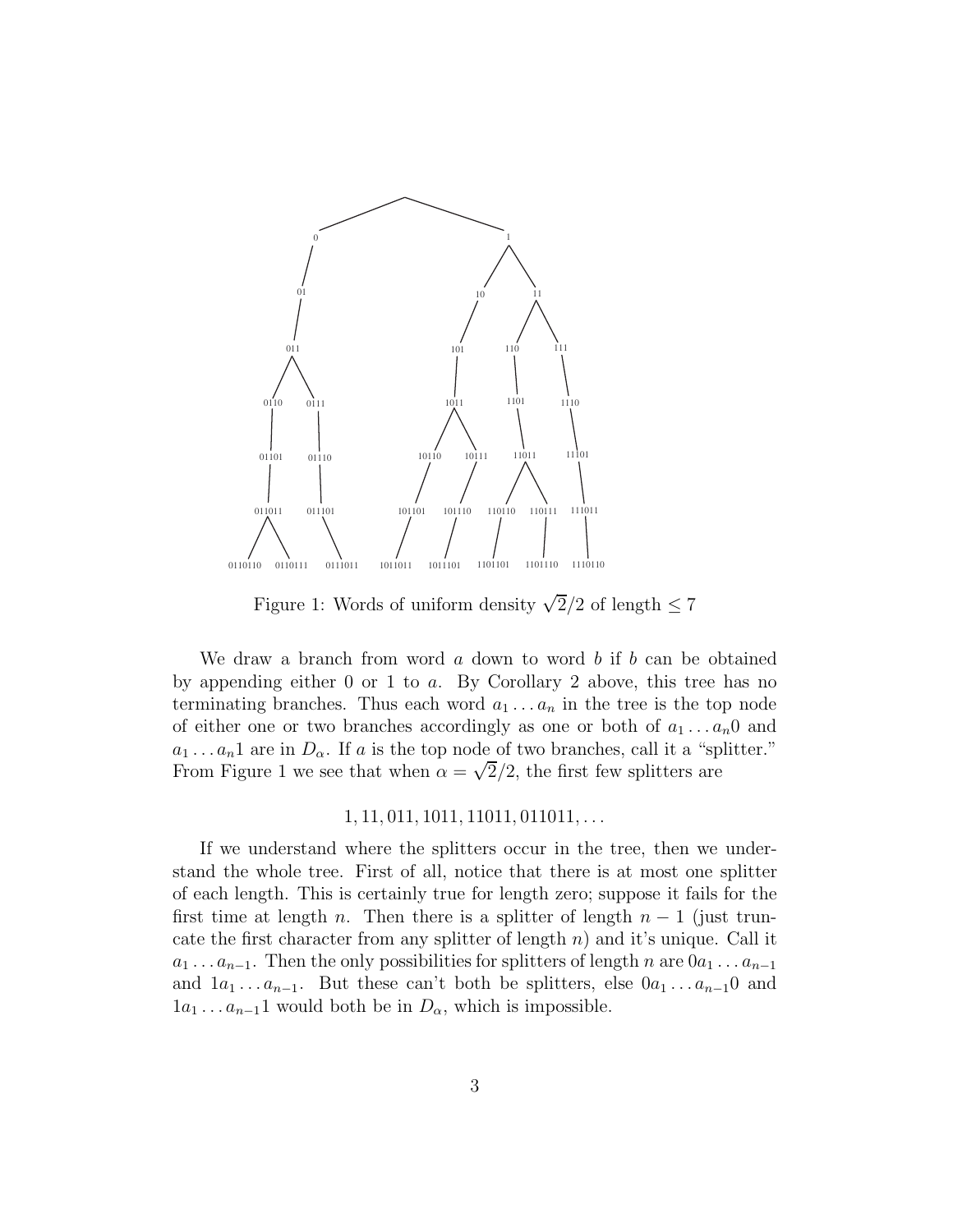Figure 1: Words of uniform density $\sqrt{2}/2$ of length $\leq 7$

We draw a branch from word $a$ down to word $b$ if $b$ can be obtained by appending either 0 or 1 to $a$. By Corollary 2 above, this tree has no terminating branches. Thus each word $a_1 \ldots a_n$ in the tree is the top node of either one or two branches accordingly as one or both of $a_1 \ldots a_n 0$ and $a_1 \ldots a_n 1$ are in $D_\alpha$. If $a$ is the top node of two branches, call it a "splitter." From Figure 1 we see that when $\alpha = \sqrt{2}/2$, the first few splitters are

$$1, 11, 011, 1011, 11011, 011011, \ldots$$

If we understand where the splitters occur in the tree, then we understand the whole tree. First of all, notice that there is at most one splitter of each length. This is certainly true for length zero; suppose it fails for the first time at length $n$. Then there is a splitter of length $n-1$ (just truncate the first character from any splitter of length $n$) and it's unique. Call it $a_1 \ldots a_{n-1}$. Then the only possibilities for splitters of length $n$ are $0a_1 \ldots a_{n-1}$ and $1a_1 \ldots a_{n-1}$. But these can't both be splitters, else $0a_1 \ldots a_{n-1}0$ and $1a_1 \ldots a_{n-1}1$ would both be in $D_\alpha$, which is impossible.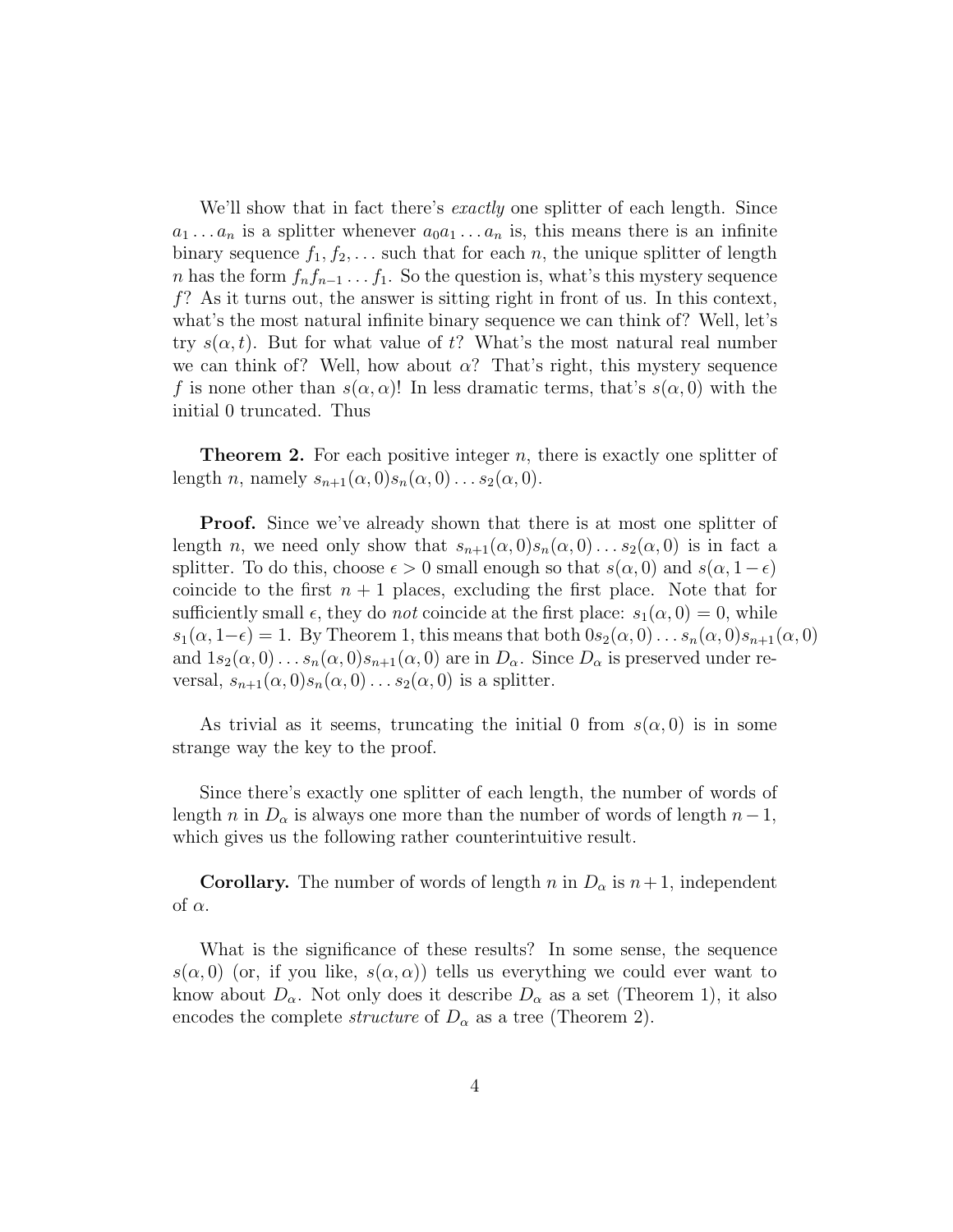We'll show that in fact there's *exactly* one splitter of each length. Since $a_1 \dots a_n$ is a splitter whenever $a_0 a_1 \dots a_n$ is, this means there is an infinite binary sequence $f_1, f_2, \dots$ such that for each $n$, the unique splitter of length $n$ has the form $f_n f_{n-1} \dots f_1$. So the question is, what's this mystery sequence $f$? As it turns out, the answer is sitting right in front of us. In this context, what's the most natural infinite binary sequence we can think of? Well, let's try $s(\alpha, t)$. But for what value of $t$? What's the most natural real number we can think of? Well, how about $\alpha$? That's right, this mystery sequence $f$ is none other than $s(\alpha, \alpha)$! In less dramatic terms, that's $s(\alpha, 0)$ with the initial 0 truncated. Thus

**Theorem 2.** For each positive integer $n$, there is exactly one splitter of length $n$, namely $s_{n+1}(\alpha, 0) s_n(\alpha, 0) \dots s_2(\alpha, 0)$.

**Proof.** Since we've already shown that there is at most one splitter of length $n$, we need only show that $s_{n+1}(\alpha, 0) s_n(\alpha, 0) \dots s_2(\alpha, 0)$ is in fact a splitter. To do this, choose $\epsilon > 0$ small enough so that $s(\alpha, 0)$ and $s(\alpha, 1-\epsilon)$ coincide to the first $n+1$ places, excluding the first place. Note that for sufficiently small $\epsilon$, they do *not* coincide at the first place: $s_1(\alpha, 0) = 0$, while $s_1(\alpha, 1-\epsilon) = 1$. By Theorem 1, this means that both $0 s_2(\alpha, 0) \dots s_n(\alpha, 0) s_{n+1}(\alpha, 0)$ and $1 s_2(\alpha, 0) \dots s_n(\alpha, 0) s_{n+1}(\alpha, 0)$ are in $D_\alpha$. Since $D_\alpha$ is preserved under reversal, $s_{n+1}(\alpha, 0) s_n(\alpha, 0) \dots s_2(\alpha, 0)$ is a splitter.

As trivial as it seems, truncating the initial 0 from $s(\alpha, 0)$ is in some strange way the key to the proof.

Since there's exactly one splitter of each length, the number of words of length $n$ in $D_\alpha$ is always one more than the number of words of length $n-1$, which gives us the following rather counterintuitive result.

**Corollary.** The number of words of length $n$ in $D_\alpha$ is $n+1$, independent of $\alpha$.

What is the significance of these results? In some sense, the sequence $s(\alpha, 0)$ (or, if you like, $s(\alpha, \alpha)$) tells us everything we could ever want to know about $D_\alpha$. Not only does it describe $D_\alpha$ as a set (Theorem 1), it also encodes the complete *structure* of $D_\alpha$ as a tree (Theorem 2).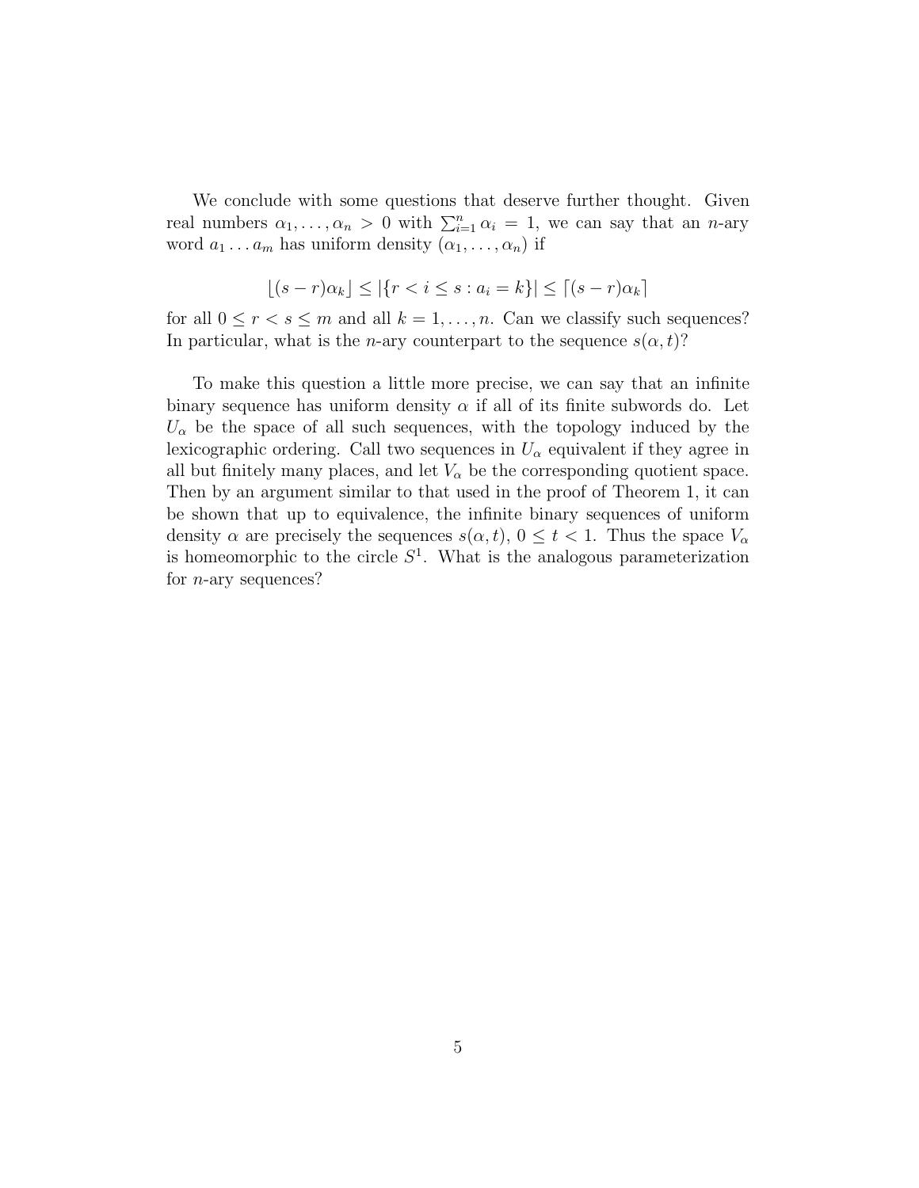We conclude with some questions that deserve further thought. Given real numbers $\alpha_1, \ldots, \alpha_n > 0$ with $\sum_{i=1}^{n} \alpha_i = 1$, we can say that an $n$-ary word $a_1 \ldots a_m$ has uniform density $(\alpha_1, \ldots, \alpha_n)$ if

$$\lfloor (s-r)\alpha_k \rfloor \leq |\{r < i \leq s : a_i = k\}| \leq \lceil (s-r)\alpha_k \rceil$$

for all $0 \leq r < s \leq m$ and all $k = 1, \ldots, n$. Can we classify such sequences? In particular, what is the $n$-ary counterpart to the sequence $s(\alpha, t)$?

To make this question a little more precise, we can say that an infinite binary sequence has uniform density $\alpha$ if all of its finite subwords do. Let $U_\alpha$ be the space of all such sequences, with the topology induced by the lexicographic ordering. Call two sequences in $U_\alpha$ equivalent if they agree in all but finitely many places, and let $V_\alpha$ be the corresponding quotient space. Then by an argument similar to that used in the proof of Theorem 1, it can be shown that up to equivalence, the infinite binary sequences of uniform density $\alpha$ are precisely the sequences $s(\alpha, t)$, $0 \leq t < 1$. Thus the space $V_\alpha$ is homeomorphic to the circle $S^1$. What is the analogous parameterization for $n$-ary sequences?